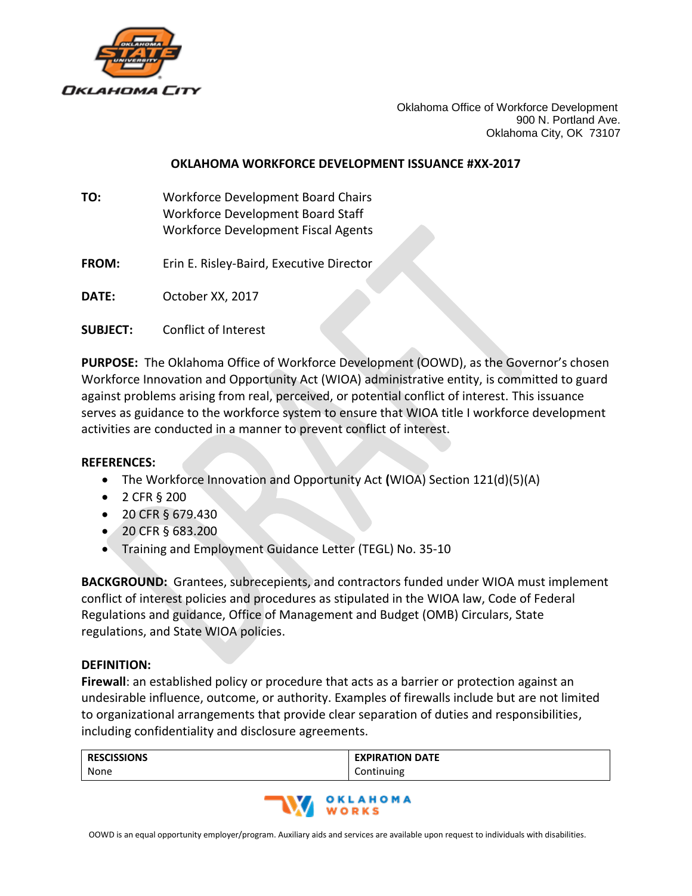Oklahoma Office of Workforce Development
900 N. Portland Ave.
Oklahoma City, OK 73107

## OKLAHOMA WORKFORCE DEVELOPMENT ISSUANCE #XX-2017

**TO:** Workforce Development Board Chairs
Workforce Development Board Staff
Workforce Development Fiscal Agents

**FROM:** Erin E. Risley-Baird, Executive Director

**DATE:** October XX, 2017

**SUBJECT:** Conflict of Interest

**PURPOSE:** The Oklahoma Office of Workforce Development (OOWD), as the Governor's chosen Workforce Innovation and Opportunity Act (WIOA) administrative entity, is committed to guard against problems arising from real, perceived, or potential conflict of interest. This issuance serves as guidance to the workforce system to ensure that WIOA title I workforce development activities are conducted in a manner to prevent conflict of interest.

**REFERENCES:**

- The Workforce Innovation and Opportunity Act **(**WIOA) Section 121(d)(5)(A)
- 2 CFR § 200
- 20 CFR § 679.430
- 20 CFR § 683.200
- Training and Employment Guidance Letter (TEGL) No. 35-10

**BACKGROUND:** Grantees, subrecepients, and contractors funded under WIOA must implement conflict of interest policies and procedures as stipulated in the WIOA law, Code of Federal Regulations and guidance, Office of Management and Budget (OMB) Circulars, State regulations, and State WIOA policies.

**DEFINITION:**
**Firewall**: an established policy or procedure that acts as a barrier or protection against an undesirable influence, outcome, or authority. Examples of firewalls include but are not limited to organizational arrangements that provide clear separation of duties and responsibilities, including confidentiality and disclosure agreements.

| RESCISSIONS | EXPIRATION DATE |
| --- | --- |
| None | Continuing |

OOWD is an equal opportunity employer/program. Auxiliary aids and services are available upon request to individuals with disabilities.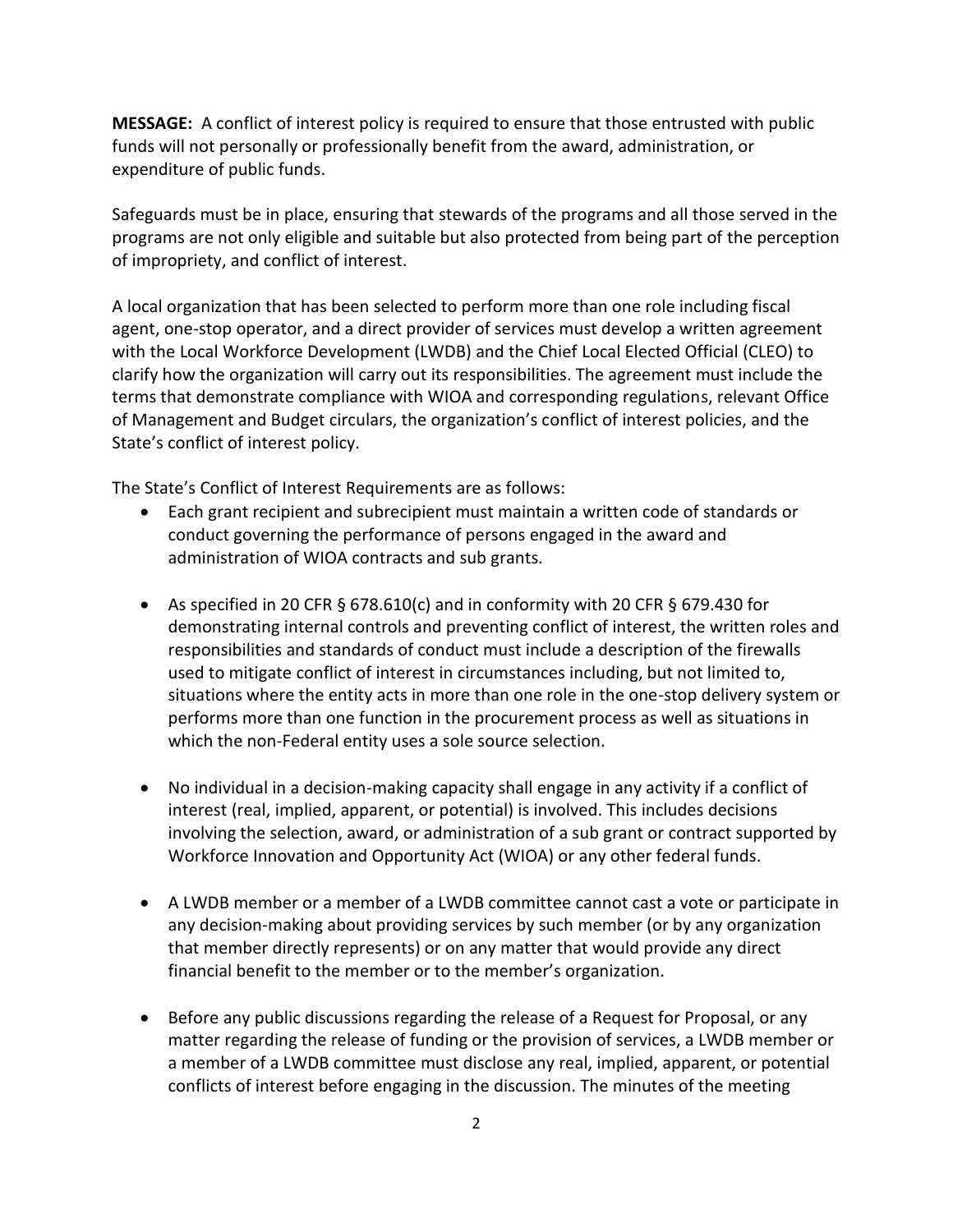**MESSAGE:** A conflict of interest policy is required to ensure that those entrusted with public funds will not personally or professionally benefit from the award, administration, or expenditure of public funds.

Safeguards must be in place, ensuring that stewards of the programs and all those served in the programs are not only eligible and suitable but also protected from being part of the perception of impropriety, and conflict of interest.

A local organization that has been selected to perform more than one role including fiscal agent, one-stop operator, and a direct provider of services must develop a written agreement with the Local Workforce Development (LWDB) and the Chief Local Elected Official (CLEO) to clarify how the organization will carry out its responsibilities. The agreement must include the terms that demonstrate compliance with WIOA and corresponding regulations, relevant Office of Management and Budget circulars, the organization's conflict of interest policies, and the State's conflict of interest policy.

The State's Conflict of Interest Requirements are as follows:

- Each grant recipient and subrecipient must maintain a written code of standards or conduct governing the performance of persons engaged in the award and administration of WIOA contracts and sub grants.
- As specified in 20 CFR § 678.610(c) and in conformity with 20 CFR § 679.430 for demonstrating internal controls and preventing conflict of interest, the written roles and responsibilities and standards of conduct must include a description of the firewalls used to mitigate conflict of interest in circumstances including, but not limited to, situations where the entity acts in more than one role in the one-stop delivery system or performs more than one function in the procurement process as well as situations in which the non-Federal entity uses a sole source selection.
- No individual in a decision-making capacity shall engage in any activity if a conflict of interest (real, implied, apparent, or potential) is involved. This includes decisions involving the selection, award, or administration of a sub grant or contract supported by Workforce Innovation and Opportunity Act (WIOA) or any other federal funds.
- A LWDB member or a member of a LWDB committee cannot cast a vote or participate in any decision-making about providing services by such member (or by any organization that member directly represents) or on any matter that would provide any direct financial benefit to the member or to the member's organization.
- Before any public discussions regarding the release of a Request for Proposal, or any matter regarding the release of funding or the provision of services, a LWDB member or a member of a LWDB committee must disclose any real, implied, apparent, or potential conflicts of interest before engaging in the discussion. The minutes of the meeting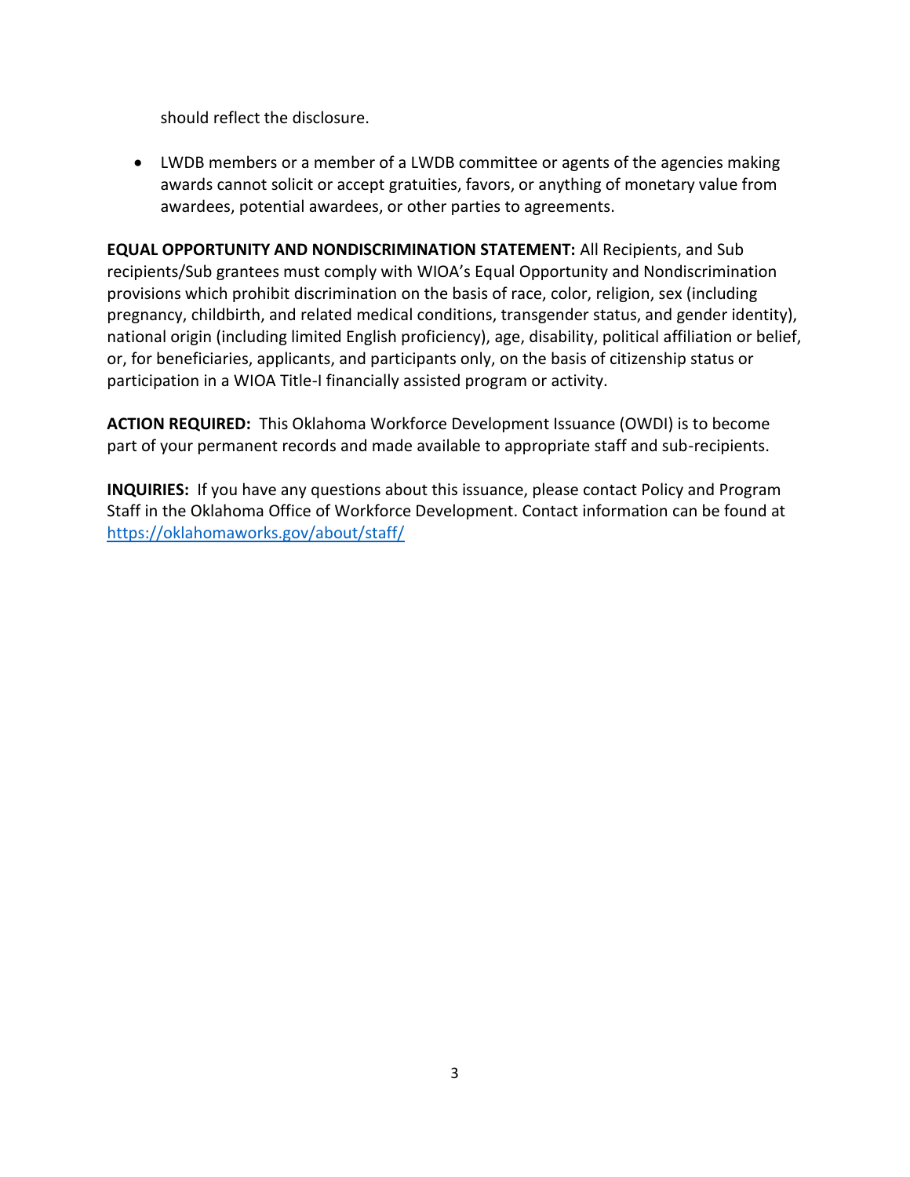should reflect the disclosure.

- LWDB members or a member of a LWDB committee or agents of the agencies making awards cannot solicit or accept gratuities, favors, or anything of monetary value from awardees, potential awardees, or other parties to agreements.

**EQUAL OPPORTUNITY AND NONDISCRIMINATION STATEMENT:** All Recipients, and Sub recipients/Sub grantees must comply with WIOA's Equal Opportunity and Nondiscrimination provisions which prohibit discrimination on the basis of race, color, religion, sex (including pregnancy, childbirth, and related medical conditions, transgender status, and gender identity), national origin (including limited English proficiency), age, disability, political affiliation or belief, or, for beneficiaries, applicants, and participants only, on the basis of citizenship status or participation in a WIOA Title-I financially assisted program or activity.

**ACTION REQUIRED:** This Oklahoma Workforce Development Issuance (OWDI) is to become part of your permanent records and made available to appropriate staff and sub-recipients.

**INQUIRIES:** If you have any questions about this issuance, please contact Policy and Program Staff in the Oklahoma Office of Workforce Development. Contact information can be found at https://oklahomaworks.gov/about/staff/